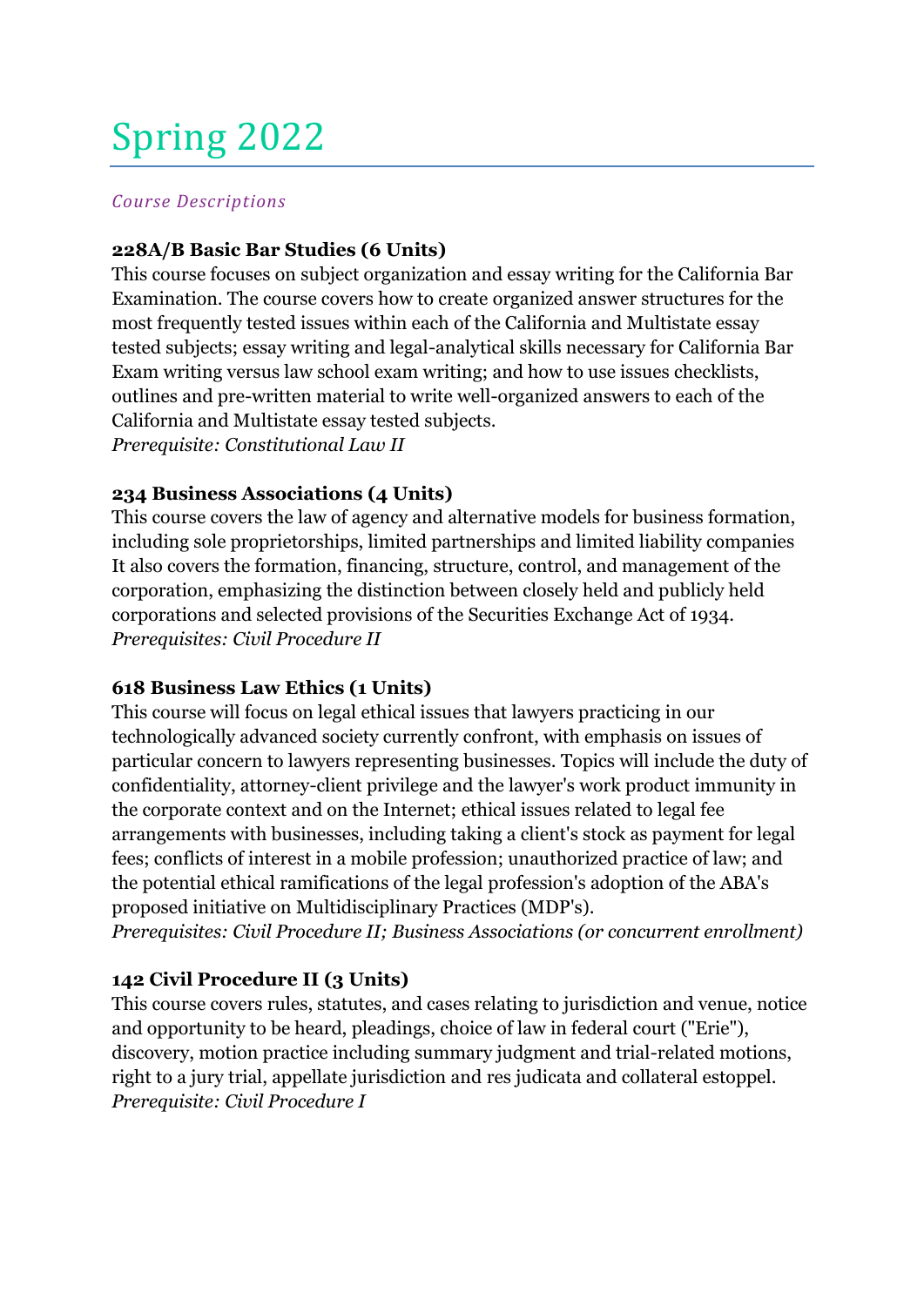# Spring 2022

*Course Descriptions*

**228A/B Basic Bar Studies (6 Units)**
This course focuses on subject organization and essay writing for the California Bar Examination. The course covers how to create organized answer structures for the most frequently tested issues within each of the California and Multistate essay tested subjects; essay writing and legal-analytical skills necessary for California Bar Exam writing versus law school exam writing; and how to use issues checklists, outlines and pre-written material to write well-organized answers to each of the California and Multistate essay tested subjects.
*Prerequisite: Constitutional Law II*

**234 Business Associations (4 Units)**
This course covers the law of agency and alternative models for business formation, including sole proprietorships, limited partnerships and limited liability companies It also covers the formation, financing, structure, control, and management of the corporation, emphasizing the distinction between closely held and publicly held corporations and selected provisions of the Securities Exchange Act of 1934.
*Prerequisites: Civil Procedure II*

**618 Business Law Ethics (1 Units)**
This course will focus on legal ethical issues that lawyers practicing in our technologically advanced society currently confront, with emphasis on issues of particular concern to lawyers representing businesses. Topics will include the duty of confidentiality, attorney-client privilege and the lawyer's work product immunity in the corporate context and on the Internet; ethical issues related to legal fee arrangements with businesses, including taking a client's stock as payment for legal fees; conflicts of interest in a mobile profession; unauthorized practice of law; and the potential ethical ramifications of the legal profession's adoption of the ABA's proposed initiative on Multidisciplinary Practices (MDP's).
*Prerequisites: Civil Procedure II; Business Associations (or concurrent enrollment)*

**142 Civil Procedure II (3 Units)**
This course covers rules, statutes, and cases relating to jurisdiction and venue, notice and opportunity to be heard, pleadings, choice of law in federal court ("Erie"), discovery, motion practice including summary judgment and trial-related motions, right to a jury trial, appellate jurisdiction and res judicata and collateral estoppel.
*Prerequisite: Civil Procedure I*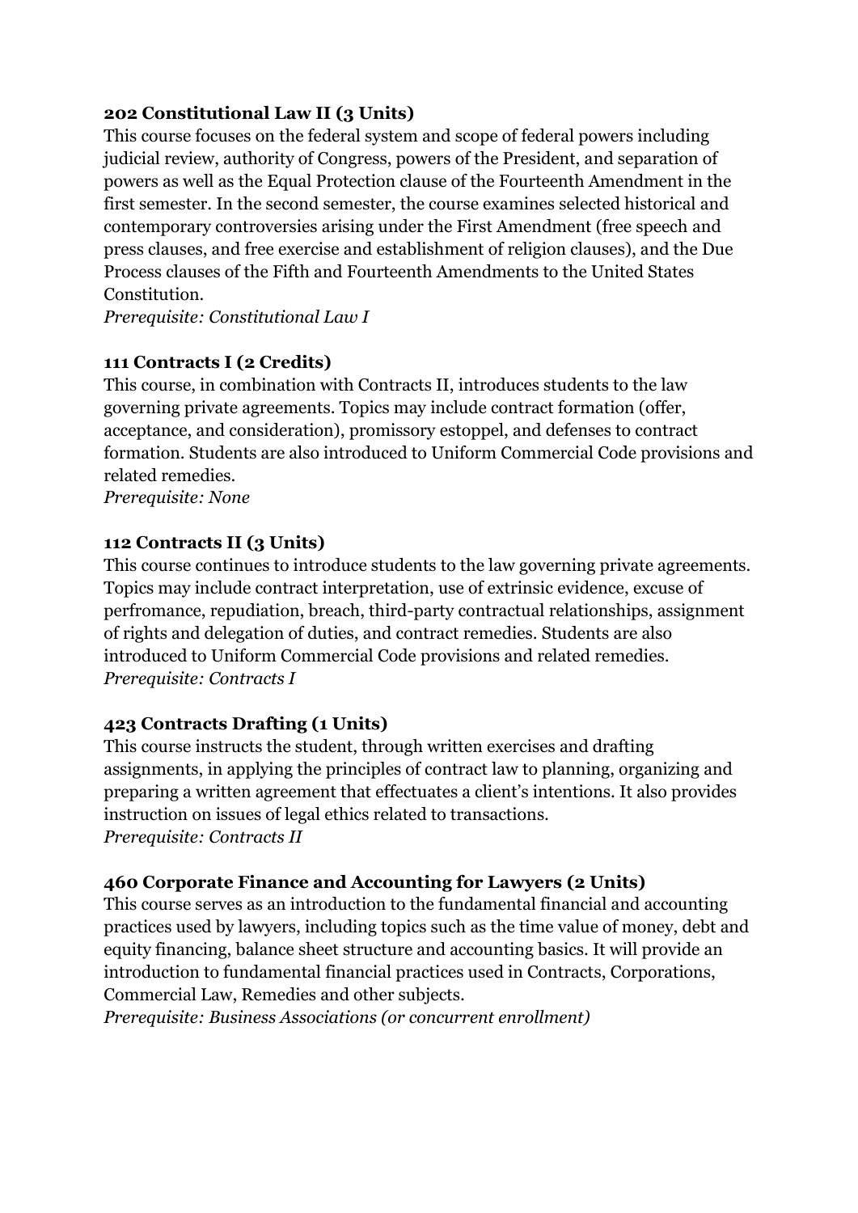**202 Constitutional Law II (3 Units)**
This course focuses on the federal system and scope of federal powers including judicial review, authority of Congress, powers of the President, and separation of powers as well as the Equal Protection clause of the Fourteenth Amendment in the first semester. In the second semester, the course examines selected historical and contemporary controversies arising under the First Amendment (free speech and press clauses, and free exercise and establishment of religion clauses), and the Due Process clauses of the Fifth and Fourteenth Amendments to the United States Constitution.
*Prerequisite: Constitutional Law I*

**111 Contracts I (2 Credits)**
This course, in combination with Contracts II, introduces students to the law governing private agreements. Topics may include contract formation (offer, acceptance, and consideration), promissory estoppel, and defenses to contract formation. Students are also introduced to Uniform Commercial Code provisions and related remedies.
*Prerequisite: None*

**112 Contracts II (3 Units)**
This course continues to introduce students to the law governing private agreements. Topics may include contract interpretation, use of extrinsic evidence, excuse of perfromance, repudiation, breach, third-party contractual relationships, assignment of rights and delegation of duties, and contract remedies. Students are also introduced to Uniform Commercial Code provisions and related remedies.
*Prerequisite: Contracts I*

**423 Contracts Drafting (1 Units)**
This course instructs the student, through written exercises and drafting assignments, in applying the principles of contract law to planning, organizing and preparing a written agreement that effectuates a client's intentions. It also provides instruction on issues of legal ethics related to transactions.
*Prerequisite: Contracts II*

**460 Corporate Finance and Accounting for Lawyers (2 Units)**
This course serves as an introduction to the fundamental financial and accounting practices used by lawyers, including topics such as the time value of money, debt and equity financing, balance sheet structure and accounting basics. It will provide an introduction to fundamental financial practices used in Contracts, Corporations, Commercial Law, Remedies and other subjects.
*Prerequisite: Business Associations (or concurrent enrollment)*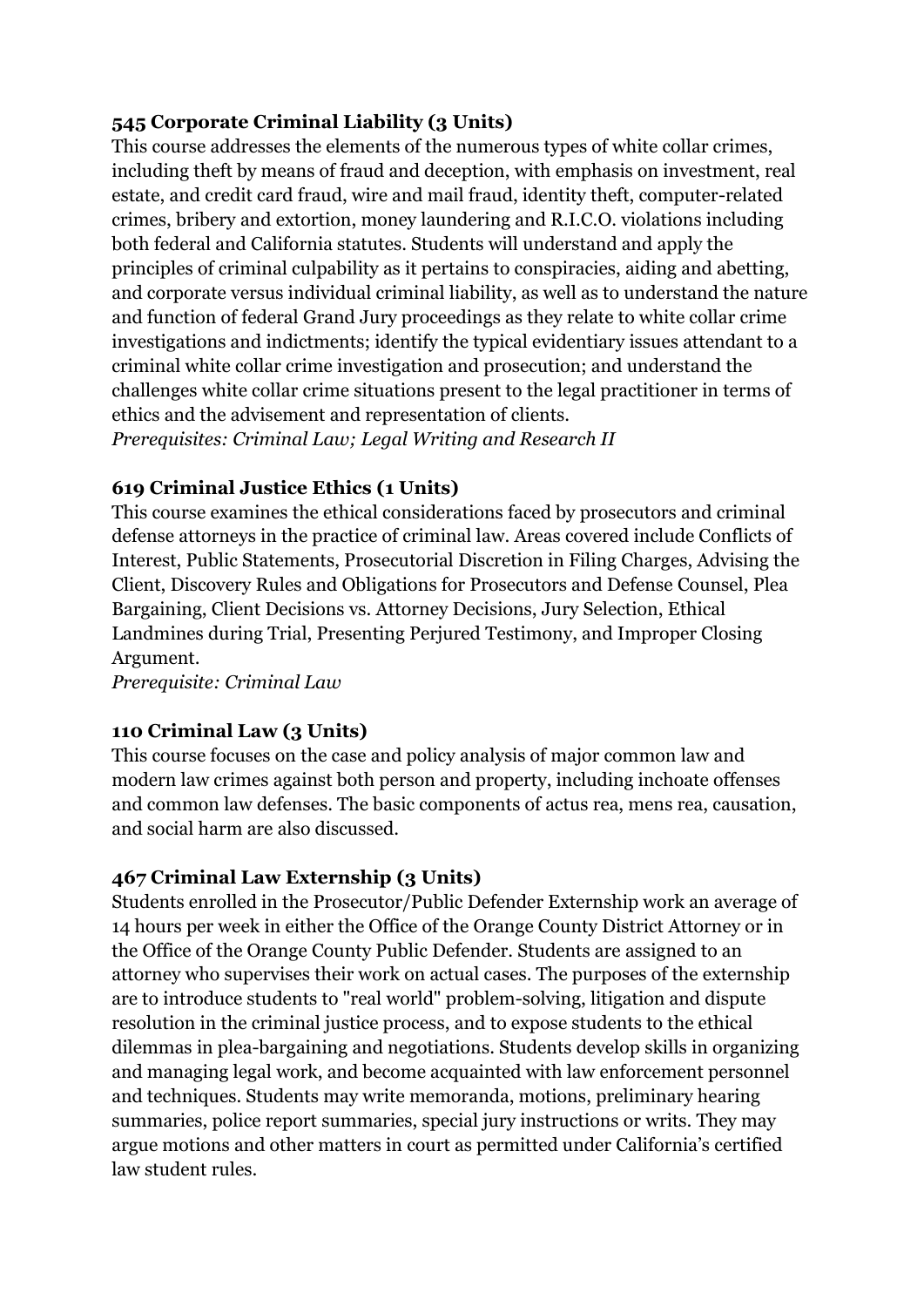**545 Corporate Criminal Liability (3 Units)**
This course addresses the elements of the numerous types of white collar crimes, including theft by means of fraud and deception, with emphasis on investment, real estate, and credit card fraud, wire and mail fraud, identity theft, computer-related crimes, bribery and extortion, money laundering and R.I.C.O. violations including both federal and California statutes. Students will understand and apply the principles of criminal culpability as it pertains to conspiracies, aiding and abetting, and corporate versus individual criminal liability, as well as to understand the nature and function of federal Grand Jury proceedings as they relate to white collar crime investigations and indictments; identify the typical evidentiary issues attendant to a criminal white collar crime investigation and prosecution; and understand the challenges white collar crime situations present to the legal practitioner in terms of ethics and the advisement and representation of clients.
*Prerequisites: Criminal Law; Legal Writing and Research II*

**619 Criminal Justice Ethics (1 Units)**
This course examines the ethical considerations faced by prosecutors and criminal defense attorneys in the practice of criminal law. Areas covered include Conflicts of Interest, Public Statements, Prosecutorial Discretion in Filing Charges, Advising the Client, Discovery Rules and Obligations for Prosecutors and Defense Counsel, Plea Bargaining, Client Decisions vs. Attorney Decisions, Jury Selection, Ethical Landmines during Trial, Presenting Perjured Testimony, and Improper Closing Argument.
*Prerequisite: Criminal Law*

**110 Criminal Law (3 Units)**
This course focuses on the case and policy analysis of major common law and modern law crimes against both person and property, including inchoate offenses and common law defenses. The basic components of actus rea, mens rea, causation, and social harm are also discussed.

**467 Criminal Law Externship (3 Units)**
Students enrolled in the Prosecutor/Public Defender Externship work an average of 14 hours per week in either the Office of the Orange County District Attorney or in the Office of the Orange County Public Defender. Students are assigned to an attorney who supervises their work on actual cases. The purposes of the externship are to introduce students to "real world" problem-solving, litigation and dispute resolution in the criminal justice process, and to expose students to the ethical dilemmas in plea-bargaining and negotiations. Students develop skills in organizing and managing legal work, and become acquainted with law enforcement personnel and techniques. Students may write memoranda, motions, preliminary hearing summaries, police report summaries, special jury instructions or writs. They may argue motions and other matters in court as permitted under California's certified law student rules.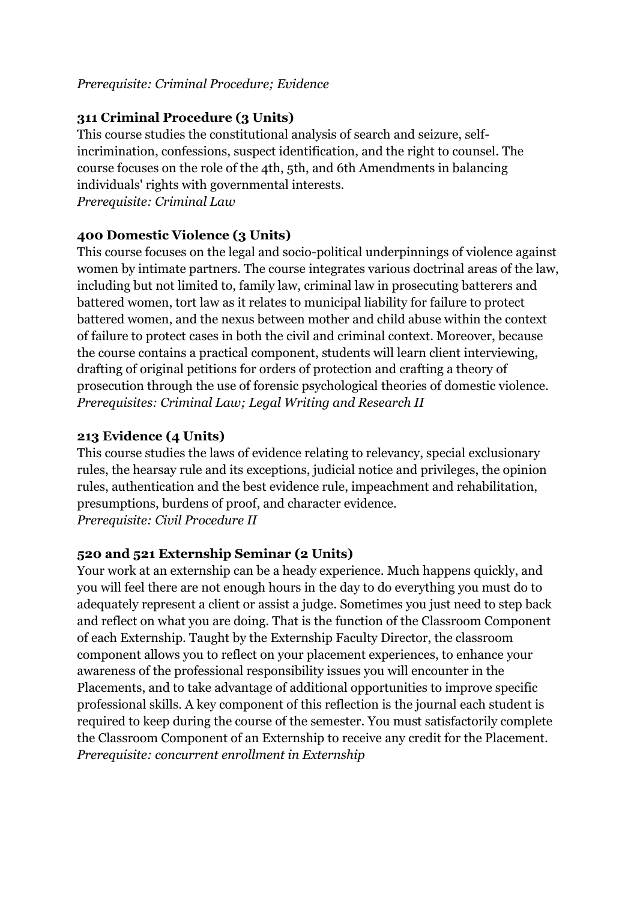*Prerequisite: Criminal Procedure; Evidence*

**311 Criminal Procedure (3 Units)**
This course studies the constitutional analysis of search and seizure, self-incrimination, confessions, suspect identification, and the right to counsel. The course focuses on the role of the 4th, 5th, and 6th Amendments in balancing individuals' rights with governmental interests.
*Prerequisite: Criminal Law*

**400 Domestic Violence (3 Units)**
This course focuses on the legal and socio-political underpinnings of violence against women by intimate partners. The course integrates various doctrinal areas of the law, including but not limited to, family law, criminal law in prosecuting batterers and battered women, tort law as it relates to municipal liability for failure to protect battered women, and the nexus between mother and child abuse within the context of failure to protect cases in both the civil and criminal context. Moreover, because the course contains a practical component, students will learn client interviewing, drafting of original petitions for orders of protection and crafting a theory of prosecution through the use of forensic psychological theories of domestic violence.
*Prerequisites: Criminal Law; Legal Writing and Research II*

**213 Evidence (4 Units)**
This course studies the laws of evidence relating to relevancy, special exclusionary rules, the hearsay rule and its exceptions, judicial notice and privileges, the opinion rules, authentication and the best evidence rule, impeachment and rehabilitation, presumptions, burdens of proof, and character evidence.
*Prerequisite: Civil Procedure II*

**520 and 521 Externship Seminar (2 Units)**
Your work at an externship can be a heady experience. Much happens quickly, and you will feel there are not enough hours in the day to do everything you must do to adequately represent a client or assist a judge. Sometimes you just need to step back and reflect on what you are doing. That is the function of the Classroom Component of each Externship. Taught by the Externship Faculty Director, the classroom component allows you to reflect on your placement experiences, to enhance your awareness of the professional responsibility issues you will encounter in the Placements, and to take advantage of additional opportunities to improve specific professional skills. A key component of this reflection is the journal each student is required to keep during the course of the semester. You must satisfactorily complete the Classroom Component of an Externship to receive any credit for the Placement.
*Prerequisite: concurrent enrollment in Externship*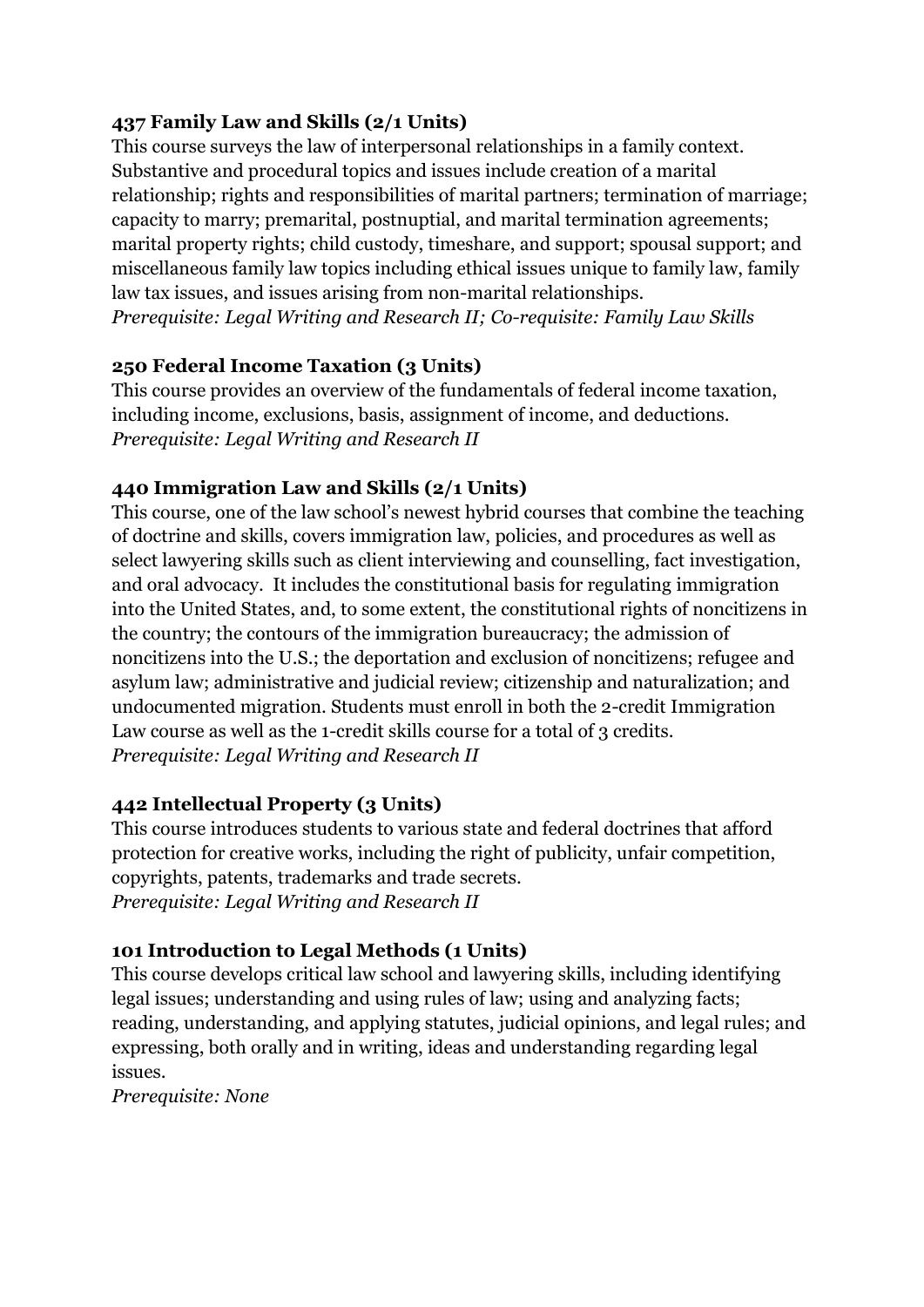**437 Family Law and Skills (2/1 Units)**
This course surveys the law of interpersonal relationships in a family context. Substantive and procedural topics and issues include creation of a marital relationship; rights and responsibilities of marital partners; termination of marriage; capacity to marry; premarital, postnuptial, and marital termination agreements; marital property rights; child custody, timeshare, and support; spousal support; and miscellaneous family law topics including ethical issues unique to family law, family law tax issues, and issues arising from non-marital relationships.
*Prerequisite: Legal Writing and Research II; Co-requisite: Family Law Skills*

**250 Federal Income Taxation (3 Units)**
This course provides an overview of the fundamentals of federal income taxation, including income, exclusions, basis, assignment of income, and deductions.
*Prerequisite: Legal Writing and Research II*

**440 Immigration Law and Skills (2/1 Units)**
This course, one of the law school's newest hybrid courses that combine the teaching of doctrine and skills, covers immigration law, policies, and procedures as well as select lawyering skills such as client interviewing and counselling, fact investigation, and oral advocacy. It includes the constitutional basis for regulating immigration into the United States, and, to some extent, the constitutional rights of noncitizens in the country; the contours of the immigration bureaucracy; the admission of noncitizens into the U.S.; the deportation and exclusion of noncitizens; refugee and asylum law; administrative and judicial review; citizenship and naturalization; and undocumented migration. Students must enroll in both the 2-credit Immigration Law course as well as the 1-credit skills course for a total of 3 credits.
*Prerequisite: Legal Writing and Research II*

**442 Intellectual Property (3 Units)**
This course introduces students to various state and federal doctrines that afford protection for creative works, including the right of publicity, unfair competition, copyrights, patents, trademarks and trade secrets.
*Prerequisite: Legal Writing and Research II*

**101 Introduction to Legal Methods (1 Units)**
This course develops critical law school and lawyering skills, including identifying legal issues; understanding and using rules of law; using and analyzing facts; reading, understanding, and applying statutes, judicial opinions, and legal rules; and expressing, both orally and in writing, ideas and understanding regarding legal issues.
*Prerequisite: None*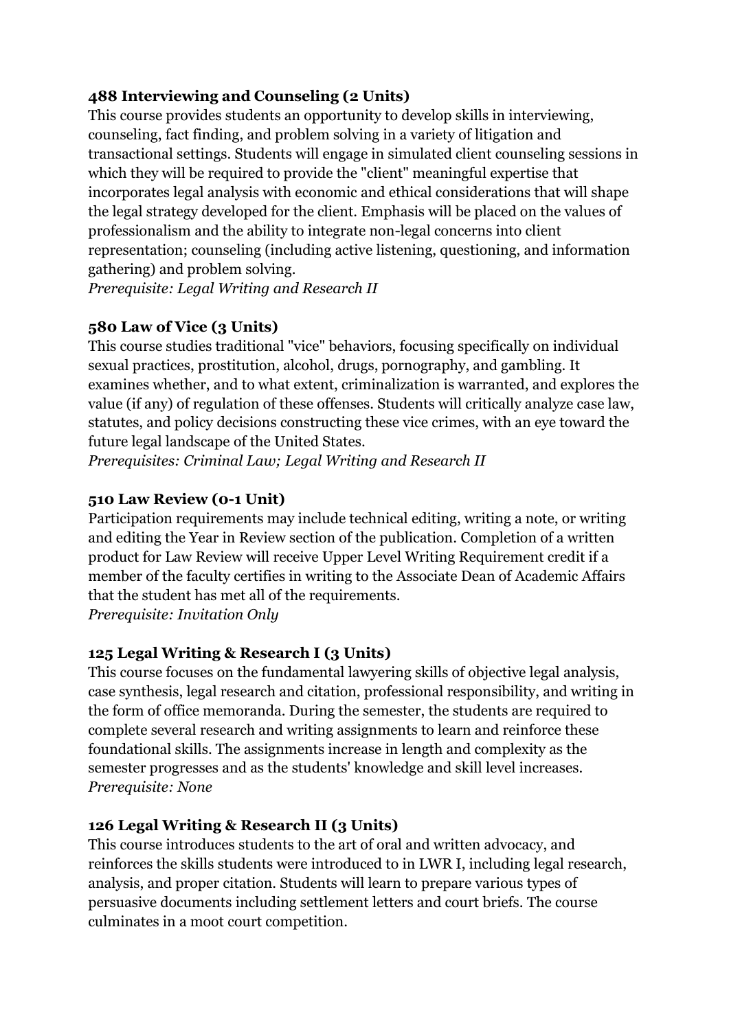**488 Interviewing and Counseling (2 Units)**

This course provides students an opportunity to develop skills in interviewing, counseling, fact finding, and problem solving in a variety of litigation and transactional settings. Students will engage in simulated client counseling sessions in which they will be required to provide the "client" meaningful expertise that incorporates legal analysis with economic and ethical considerations that will shape the legal strategy developed for the client. Emphasis will be placed on the values of professionalism and the ability to integrate non-legal concerns into client representation; counseling (including active listening, questioning, and information gathering) and problem solving.

*Prerequisite: Legal Writing and Research II*

**580 Law of Vice (3 Units)**

This course studies traditional "vice" behaviors, focusing specifically on individual sexual practices, prostitution, alcohol, drugs, pornography, and gambling. It examines whether, and to what extent, criminalization is warranted, and explores the value (if any) of regulation of these offenses. Students will critically analyze case law, statutes, and policy decisions constructing these vice crimes, with an eye toward the future legal landscape of the United States.

*Prerequisites: Criminal Law; Legal Writing and Research II*

**510 Law Review (0-1 Unit)**

Participation requirements may include technical editing, writing a note, or writing and editing the Year in Review section of the publication. Completion of a written product for Law Review will receive Upper Level Writing Requirement credit if a member of the faculty certifies in writing to the Associate Dean of Academic Affairs that the student has met all of the requirements.

*Prerequisite: Invitation Only*

**125 Legal Writing & Research I (3 Units)**

This course focuses on the fundamental lawyering skills of objective legal analysis, case synthesis, legal research and citation, professional responsibility, and writing in the form of office memoranda. During the semester, the students are required to complete several research and writing assignments to learn and reinforce these foundational skills. The assignments increase in length and complexity as the semester progresses and as the students' knowledge and skill level increases.

*Prerequisite: None*

**126 Legal Writing & Research II (3 Units)**

This course introduces students to the art of oral and written advocacy, and reinforces the skills students were introduced to in LWR I, including legal research, analysis, and proper citation. Students will learn to prepare various types of persuasive documents including settlement letters and court briefs. The course culminates in a moot court competition.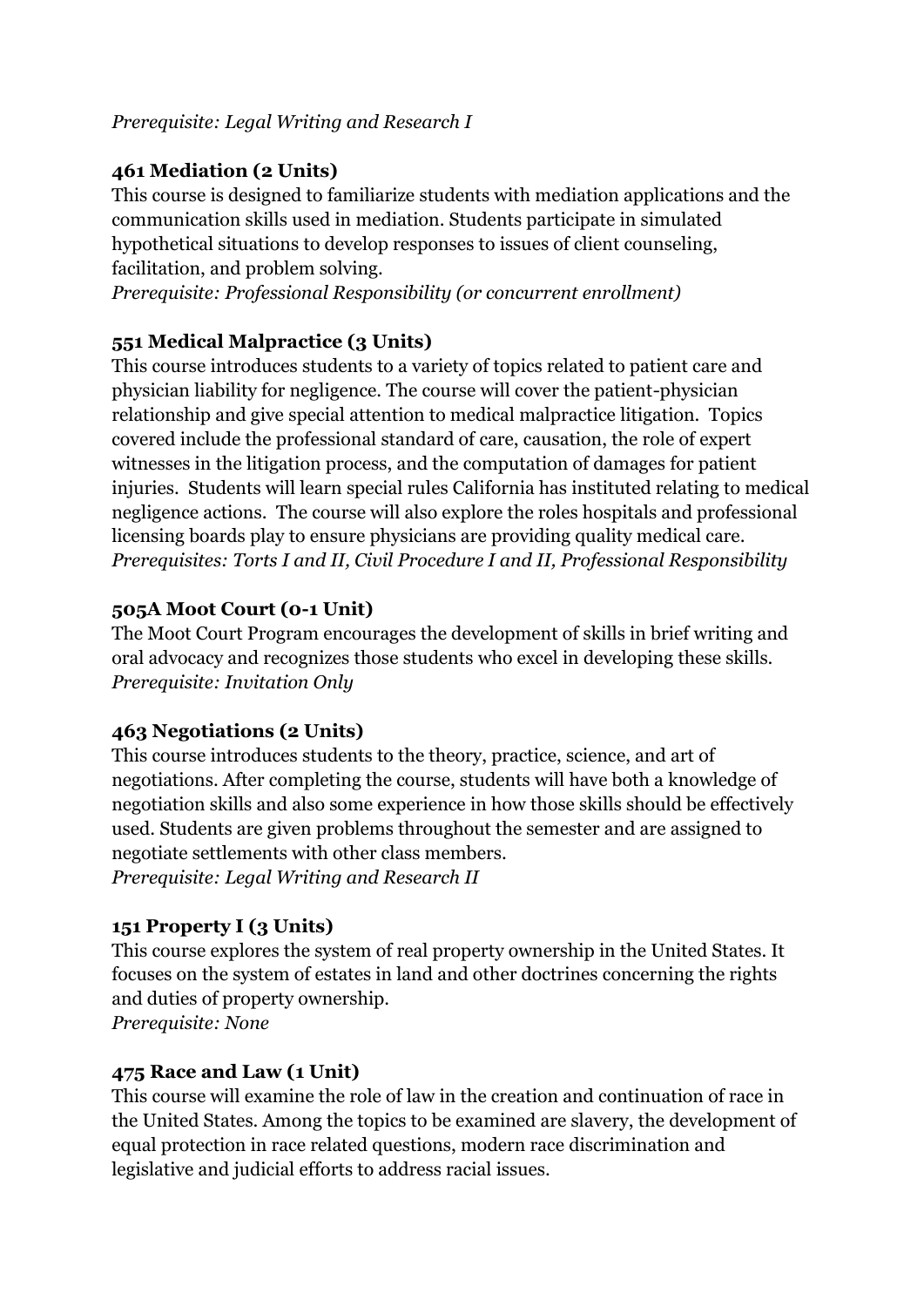*Prerequisite: Legal Writing and Research I*

**461 Mediation (2 Units)**
This course is designed to familiarize students with mediation applications and the communication skills used in mediation. Students participate in simulated hypothetical situations to develop responses to issues of client counseling, facilitation, and problem solving.
*Prerequisite: Professional Responsibility (or concurrent enrollment)*

**551 Medical Malpractice (3 Units)**
This course introduces students to a variety of topics related to patient care and physician liability for negligence. The course will cover the patient-physician relationship and give special attention to medical malpractice litigation. Topics covered include the professional standard of care, causation, the role of expert witnesses in the litigation process, and the computation of damages for patient injuries. Students will learn special rules California has instituted relating to medical negligence actions. The course will also explore the roles hospitals and professional licensing boards play to ensure physicians are providing quality medical care.
*Prerequisites: Torts I and II, Civil Procedure I and II, Professional Responsibility*

**505A Moot Court (0-1 Unit)**
The Moot Court Program encourages the development of skills in brief writing and oral advocacy and recognizes those students who excel in developing these skills.
*Prerequisite: Invitation Only*

**463 Negotiations (2 Units)**
This course introduces students to the theory, practice, science, and art of negotiations. After completing the course, students will have both a knowledge of negotiation skills and also some experience in how those skills should be effectively used. Students are given problems throughout the semester and are assigned to negotiate settlements with other class members.
*Prerequisite: Legal Writing and Research II*

**151 Property I (3 Units)**
This course explores the system of real property ownership in the United States. It focuses on the system of estates in land and other doctrines concerning the rights and duties of property ownership.
*Prerequisite: None*

**475 Race and Law (1 Unit)**
This course will examine the role of law in the creation and continuation of race in the United States. Among the topics to be examined are slavery, the development of equal protection in race related questions, modern race discrimination and legislative and judicial efforts to address racial issues.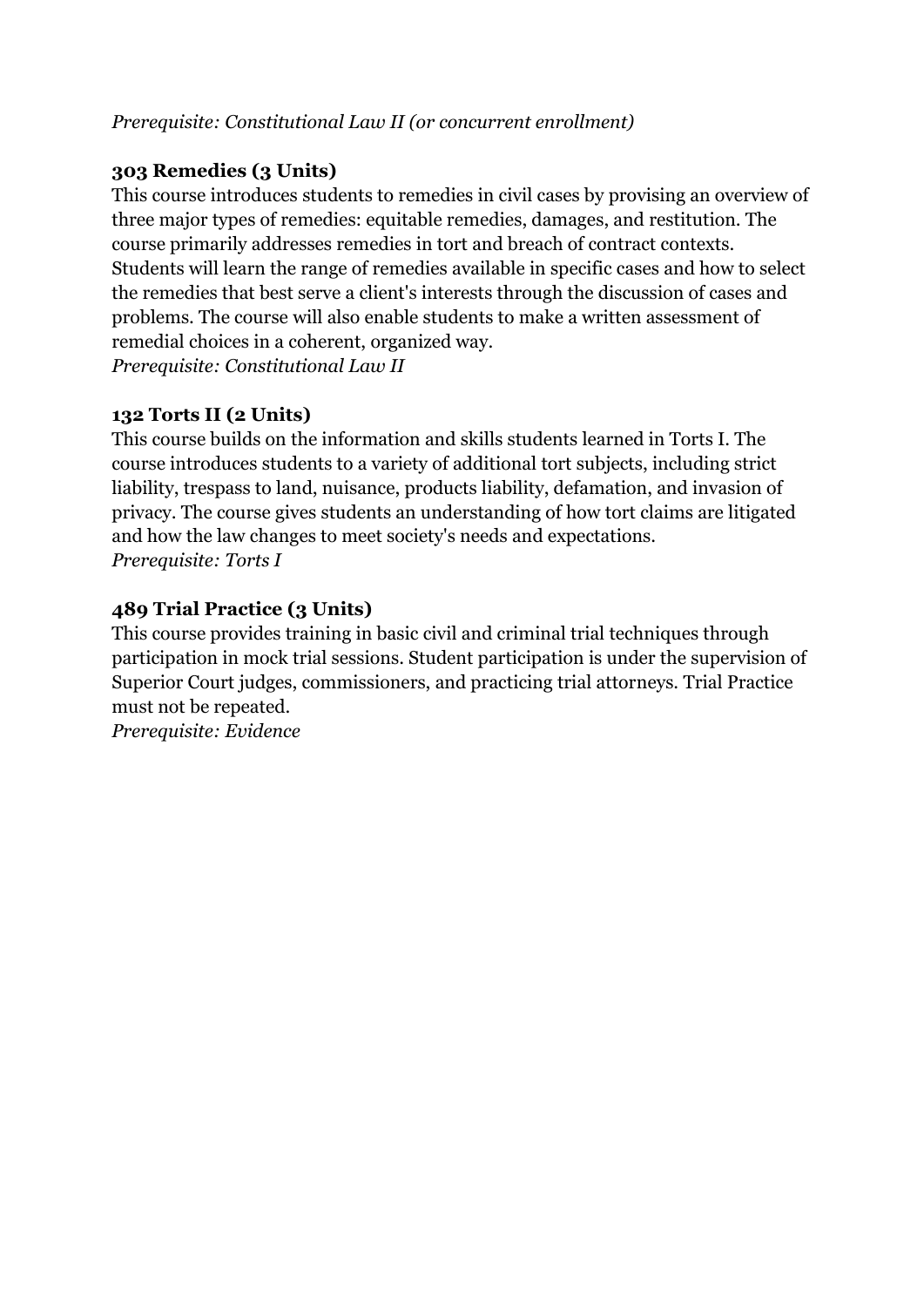*Prerequisite: Constitutional Law II (or concurrent enrollment)*

**303 Remedies (3 Units)**
This course introduces students to remedies in civil cases by provising an overview of three major types of remedies: equitable remedies, damages, and restitution. The course primarily addresses remedies in tort and breach of contract contexts. Students will learn the range of remedies available in specific cases and how to select the remedies that best serve a client's interests through the discussion of cases and problems. The course will also enable students to make a written assessment of remedial choices in a coherent, organized way.
*Prerequisite: Constitutional Law II*

**132 Torts II (2 Units)**
This course builds on the information and skills students learned in Torts I. The course introduces students to a variety of additional tort subjects, including strict liability, trespass to land, nuisance, products liability, defamation, and invasion of privacy. The course gives students an understanding of how tort claims are litigated and how the law changes to meet society's needs and expectations.
*Prerequisite: Torts I*

**489 Trial Practice (3 Units)**
This course provides training in basic civil and criminal trial techniques through participation in mock trial sessions. Student participation is under the supervision of Superior Court judges, commissioners, and practicing trial attorneys. Trial Practice must not be repeated.
*Prerequisite: Evidence*